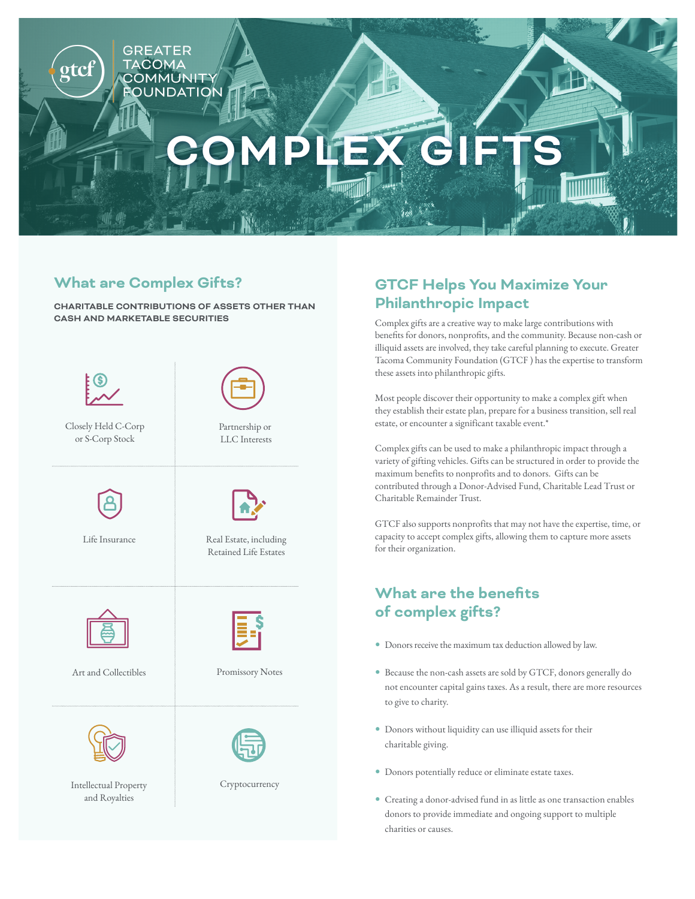GREATER TACOMA COMMUNITY FOUNDATION

# COMPLEX GIFTS

## What are Complex Gifts?

**CHARITABLE CONTRIBUTIONS OF ASSETS OTHER THAN CASH AND MARKETABLE SECURITIES**

- Closely Held C-Corp or S-Corp Stock
- Partnership or LLC Interests
- Life Insurance
- Real Estate, including Retained Life Estates
- Art and Collectibles
- Promissory Notes
- Intellectual Property and Royalties
- Cryptocurrency

## GTCF Helps You Maximize Your Philanthropic Impact

Complex gifts are a creative way to make large contributions with benefits for donors, nonprofits, and the community. Because non-cash or illiquid assets are involved, they take careful planning to execute. Greater Tacoma Community Foundation (GTCF ) has the expertise to transform these assets into philanthropic gifts.

Most people discover their opportunity to make a complex gift when they establish their estate plan, prepare for a business transition, sell real estate, or encounter a significant taxable event.*

Complex gifts can be used to make a philanthropic impact through a variety of gifting vehicles. Gifts can be structured in order to provide the maximum benefits to nonprofits and to donors. Gifts can be contributed through a Donor-Advised Fund, Charitable Lead Trust or Charitable Remainder Trust.

GTCF also supports nonprofits that may not have the expertise, time, or capacity to accept complex gifts, allowing them to capture more assets for their organization.

## What are the benefits of complex gifts?

- Donors receive the maximum tax deduction allowed by law.
- Because the non-cash assets are sold by GTCF, donors generally do not encounter capital gains taxes. As a result, there are more resources to give to charity.
- Donors without liquidity can use illiquid assets for their charitable giving.
- Donors potentially reduce or eliminate estate taxes.
- Creating a donor-advised fund in as little as one transaction enables donors to provide immediate and ongoing support to multiple charities or causes.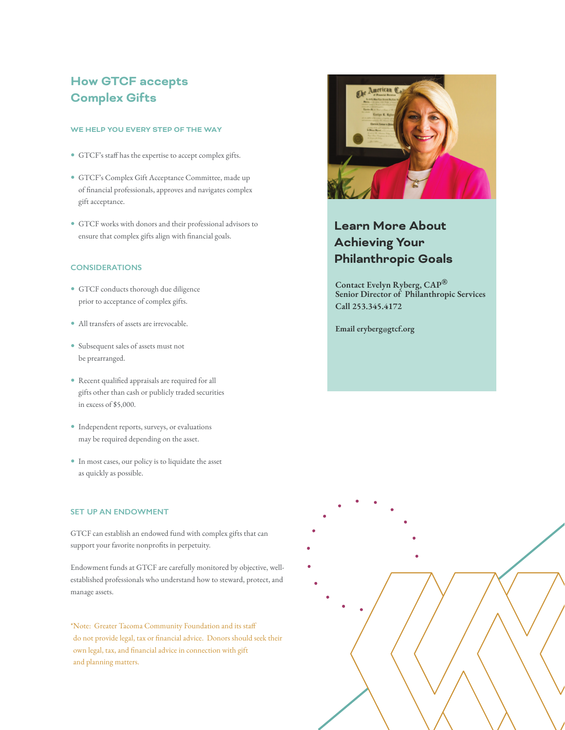## How GTCF accepts Complex Gifts

### WE HELP YOU EVERY STEP OF THE WAY

- GTCF's staff has the expertise to accept complex gifts.
- GTCF's Complex Gift Acceptance Committee, made up of financial professionals, approves and navigates complex gift acceptance.
- GTCF works with donors and their professional advisors to ensure that complex gifts align with financial goals.

### CONSIDERATIONS

- GTCF conducts thorough due diligence prior to acceptance of complex gifts.
- All transfers of assets are irrevocable.
- Subsequent sales of assets must not be prearranged.
- Recent qualified appraisals are required for all gifts other than cash or publicly traded securities in excess of $5,000.
- Independent reports, surveys, or evaluations may be required depending on the asset.
- In most cases, our policy is to liquidate the asset as quickly as possible.

### SET UP AN ENDOWMENT

GTCF can establish an endowed fund with complex gifts that can support your favorite nonprofits in perpetuity.

Endowment funds at GTCF are carefully monitored by objective, well-established professionals who understand how to steward, protect, and manage assets.

*Note: Greater Tacoma Community Foundation and its staff do not provide legal, tax or financial advice. Donors should seek their own legal, tax, and financial advice in connection with gift and planning matters.

## Learn More About Achieving Your Philanthropic Goals

**Contact Evelyn Ryberg, CAP®**
**Senior Director of Philanthropic Services**
**Call 253.345.4172**

**Email eryberg@gtcf.org**